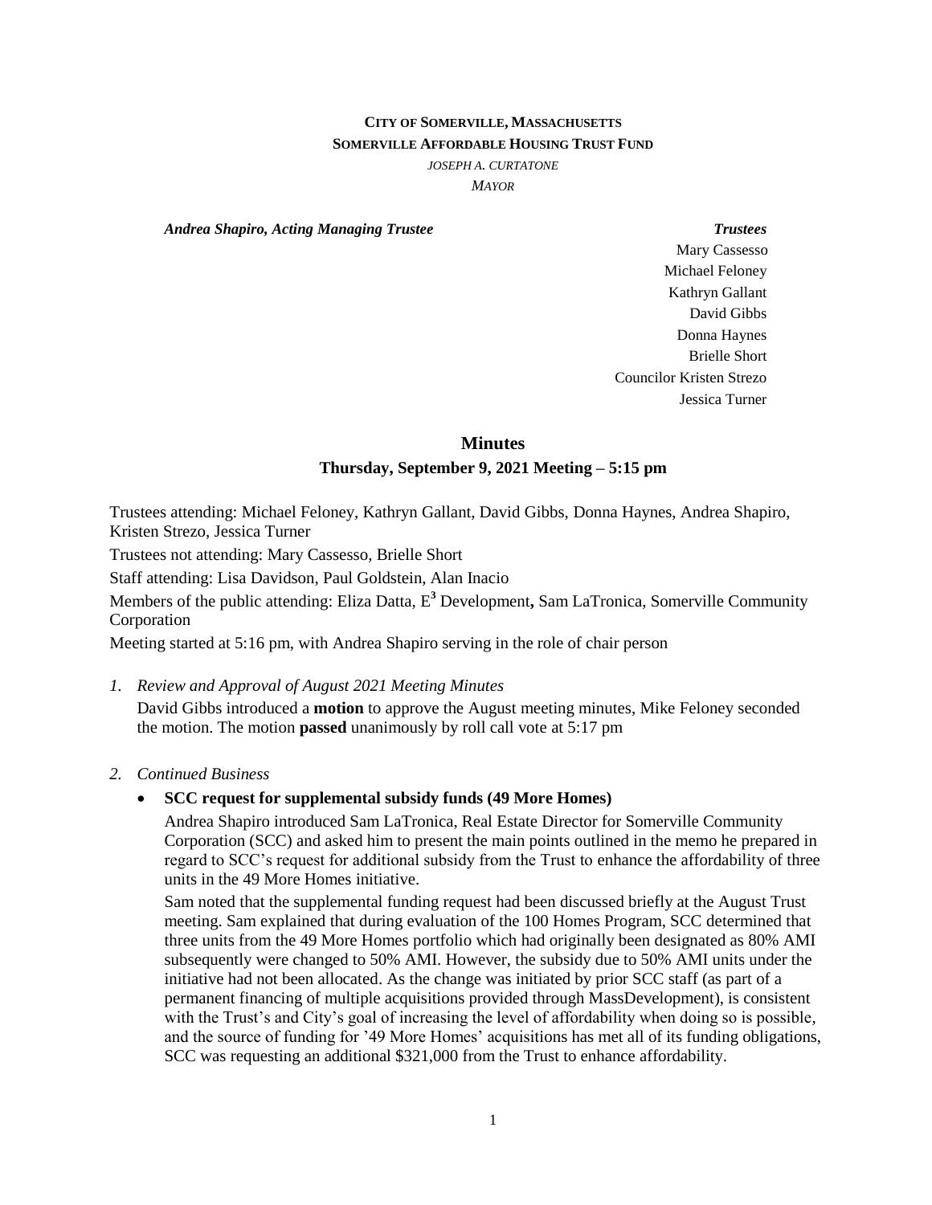**CITY OF SOMERVILLE, MASSACHUSETTS**
**SOMERVILLE AFFORDABLE HOUSING TRUST FUND**
*JOSEPH A. CURTATONE*
*MAYOR*

***Andrea Shapiro, Acting Managing Trustee***

***Trustees***
Mary Cassesso
Michael Feloney
Kathryn Gallant
David Gibbs
Donna Haynes
Brielle Short
Councilor Kristen Strezo
Jessica Turner

## Minutes

### Thursday, September 9, 2021 Meeting – 5:15 pm

Trustees attending: Michael Feloney, Kathryn Gallant, David Gibbs, Donna Haynes, Andrea Shapiro, Kristen Strezo, Jessica Turner

Trustees not attending: Mary Cassesso, Brielle Short

Staff attending: Lisa Davidson, Paul Goldstein, Alan Inacio

Members of the public attending: Eliza Datta, E$^3$ Development**,** Sam LaTronica, Somerville Community Corporation

Meeting started at 5:16 pm, with Andrea Shapiro serving in the role of chair person

1. *Review and Approval of August 2021 Meeting Minutes*

   David Gibbs introduced a **motion** to approve the August meeting minutes, Mike Feloney seconded the motion. The motion **passed** unanimously by roll call vote at 5:17 pm

2. *Continued Business*

   - **SCC request for supplemental subsidy funds (49 More Homes)**

     Andrea Shapiro introduced Sam LaTronica, Real Estate Director for Somerville Community Corporation (SCC) and asked him to present the main points outlined in the memo he prepared in regard to SCC's request for additional subsidy from the Trust to enhance the affordability of three units in the 49 More Homes initiative.

     Sam noted that the supplemental funding request had been discussed briefly at the August Trust meeting. Sam explained that during evaluation of the 100 Homes Program, SCC determined that three units from the 49 More Homes portfolio which had originally been designated as 80% AMI subsequently were changed to 50% AMI. However, the subsidy due to 50% AMI units under the initiative had not been allocated. As the change was initiated by prior SCC staff (as part of a permanent financing of multiple acquisitions provided through MassDevelopment), is consistent with the Trust's and City's goal of increasing the level of affordability when doing so is possible, and the source of funding for '49 More Homes' acquisitions has met all of its funding obligations, SCC was requesting an additional $321,000 from the Trust to enhance affordability.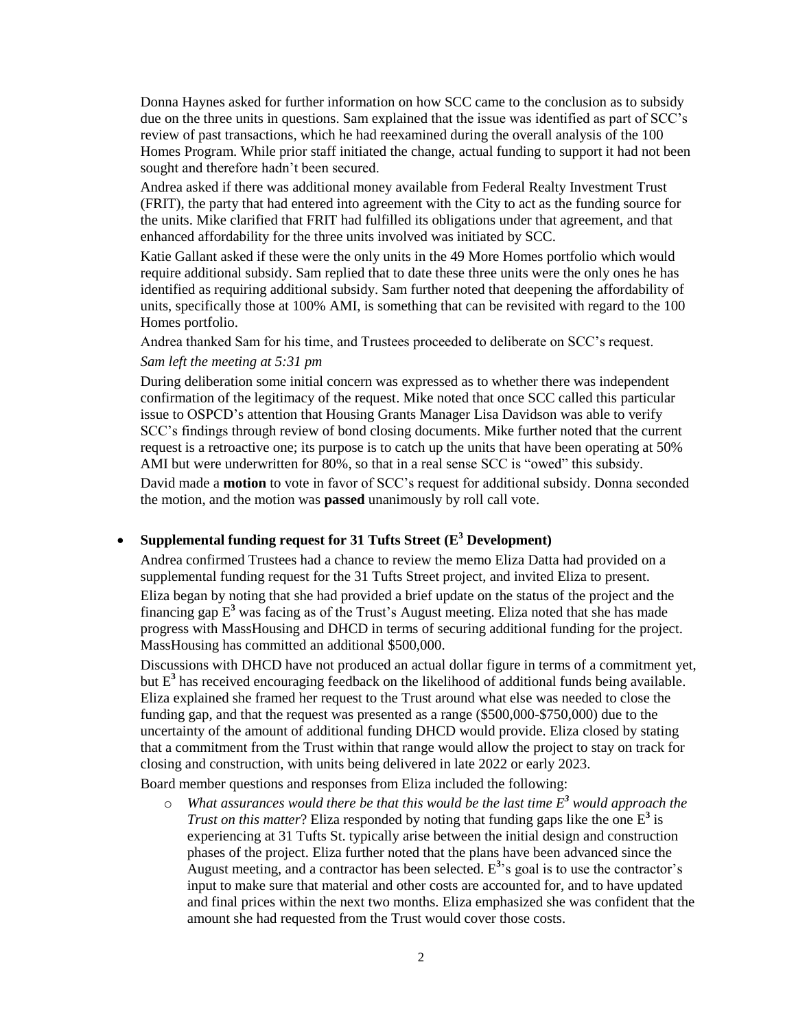Donna Haynes asked for further information on how SCC came to the conclusion as to subsidy due on the three units in questions. Sam explained that the issue was identified as part of SCC's review of past transactions, which he had reexamined during the overall analysis of the 100 Homes Program. While prior staff initiated the change, actual funding to support it had not been sought and therefore hadn't been secured.

Andrea asked if there was additional money available from Federal Realty Investment Trust (FRIT), the party that had entered into agreement with the City to act as the funding source for the units. Mike clarified that FRIT had fulfilled its obligations under that agreement, and that enhanced affordability for the three units involved was initiated by SCC.

Katie Gallant asked if these were the only units in the 49 More Homes portfolio which would require additional subsidy. Sam replied that to date these three units were the only ones he has identified as requiring additional subsidy. Sam further noted that deepening the affordability of units, specifically those at 100% AMI, is something that can be revisited with regard to the 100 Homes portfolio.

Andrea thanked Sam for his time, and Trustees proceeded to deliberate on SCC's request.

*Sam left the meeting at 5:31 pm*

During deliberation some initial concern was expressed as to whether there was independent confirmation of the legitimacy of the request. Mike noted that once SCC called this particular issue to OSPCD's attention that Housing Grants Manager Lisa Davidson was able to verify SCC's findings through review of bond closing documents. Mike further noted that the current request is a retroactive one; its purpose is to catch up the units that have been operating at 50% AMI but were underwritten for 80%, so that in a real sense SCC is "owed" this subsidy.

David made a **motion** to vote in favor of SCC's request for additional subsidy. Donna seconded the motion, and the motion was **passed** unanimously by roll call vote.

- **Supplemental funding request for 31 Tufts Street ($E^3$ Development)**

  Andrea confirmed Trustees had a chance to review the memo Eliza Datta had provided on a supplemental funding request for the 31 Tufts Street project, and invited Eliza to present.

  Eliza began by noting that she had provided a brief update on the status of the project and the financing gap $E^3$ was facing as of the Trust's August meeting. Eliza noted that she has made progress with MassHousing and DHCD in terms of securing additional funding for the project. MassHousing has committed an additional $500,000.

  Discussions with DHCD have not produced an actual dollar figure in terms of a commitment yet, but $E^3$ has received encouraging feedback on the likelihood of additional funds being available. Eliza explained she framed her request to the Trust around what else was needed to close the funding gap, and that the request was presented as a range ($500,000-$750,000) due to the uncertainty of the amount of additional funding DHCD would provide. Eliza closed by stating that a commitment from the Trust within that range would allow the project to stay on track for closing and construction, with units being delivered in late 2022 or early 2023.

  Board member questions and responses from Eliza included the following:

  - *What assurances would there be that this would be the last time $E^3$ would approach the Trust on this matter*? Eliza responded by noting that funding gaps like the one $E^3$ is experiencing at 31 Tufts St. typically arise between the initial design and construction phases of the project. Eliza further noted that the plans have been advanced since the August meeting, and a contractor has been selected. $E^3$'s goal is to use the contractor's input to make sure that material and other costs are accounted for, and to have updated and final prices within the next two months. Eliza emphasized she was confident that the amount she had requested from the Trust would cover those costs.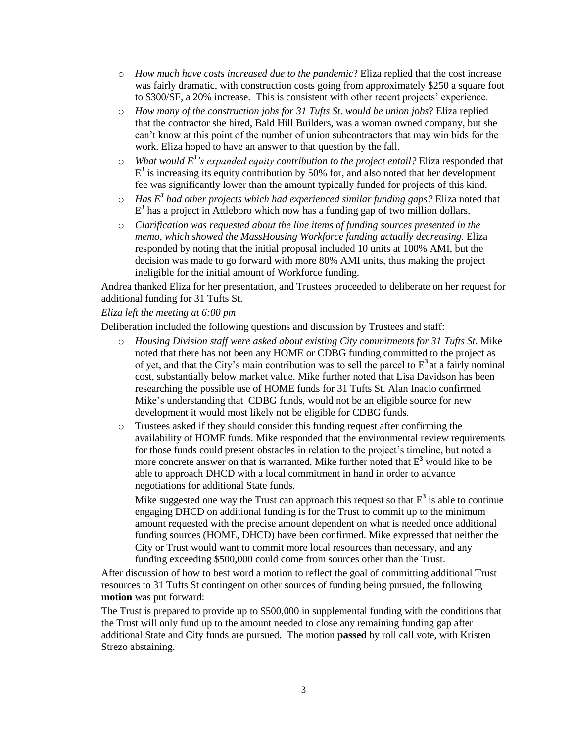- *How much have costs increased due to the pandemic*? Eliza replied that the cost increase was fairly dramatic, with construction costs going from approximately \$250 a square foot to \$300/SF, a 20% increase. This is consistent with other recent projects' experience.
- *How many of the construction jobs for 31 Tufts St. would be union jobs*? Eliza replied that the contractor she hired, Bald Hill Builders, was a woman owned company, but she can't know at this point of the number of union subcontractors that may win bids for the work. Eliza hoped to have an answer to that question by the fall.
- *What would $E^3$'s expanded equity contribution to the project entail?* Eliza responded that $E^3$ is increasing its equity contribution by 50% for, and also noted that her development fee was significantly lower than the amount typically funded for projects of this kind.
- *Has $E^3$ had other projects which had experienced similar funding gaps?* Eliza noted that $E^3$ has a project in Attleboro which now has a funding gap of two million dollars.
- *Clarification was requested about the line items of funding sources presented in the memo, which showed the MassHousing Workforce funding actually decreasing*. Eliza responded by noting that the initial proposal included 10 units at 100% AMI, but the decision was made to go forward with more 80% AMI units, thus making the project ineligible for the initial amount of Workforce funding.

Andrea thanked Eliza for her presentation, and Trustees proceeded to deliberate on her request for additional funding for 31 Tufts St.

*Eliza left the meeting at 6:00 pm*

Deliberation included the following questions and discussion by Trustees and staff:

- *Housing Division staff were asked about existing City commitments for 31 Tufts St*. Mike noted that there has not been any HOME or CDBG funding committed to the project as of yet, and that the City's main contribution was to sell the parcel to $E^3$ at a fairly nominal cost, substantially below market value. Mike further noted that Lisa Davidson has been researching the possible use of HOME funds for 31 Tufts St. Alan Inacio confirmed Mike's understanding that CDBG funds, would not be an eligible source for new development it would most likely not be eligible for CDBG funds.
- Trustees asked if they should consider this funding request after confirming the availability of HOME funds. Mike responded that the environmental review requirements for those funds could present obstacles in relation to the project's timeline, but noted a more concrete answer on that is warranted. Mike further noted that $E^3$ would like to be able to approach DHCD with a local commitment in hand in order to advance negotiations for additional State funds.

  Mike suggested one way the Trust can approach this request so that $E^3$ is able to continue engaging DHCD on additional funding is for the Trust to commit up to the minimum amount requested with the precise amount dependent on what is needed once additional funding sources (HOME, DHCD) have been confirmed. Mike expressed that neither the City or Trust would want to commit more local resources than necessary, and any funding exceeding \$500,000 could come from sources other than the Trust.

After discussion of how to best word a motion to reflect the goal of committing additional Trust resources to 31 Tufts St contingent on other sources of funding being pursued, the following **motion** was put forward:

The Trust is prepared to provide up to \$500,000 in supplemental funding with the conditions that the Trust will only fund up to the amount needed to close any remaining funding gap after additional State and City funds are pursued. The motion **passed** by roll call vote, with Kristen Strezo abstaining.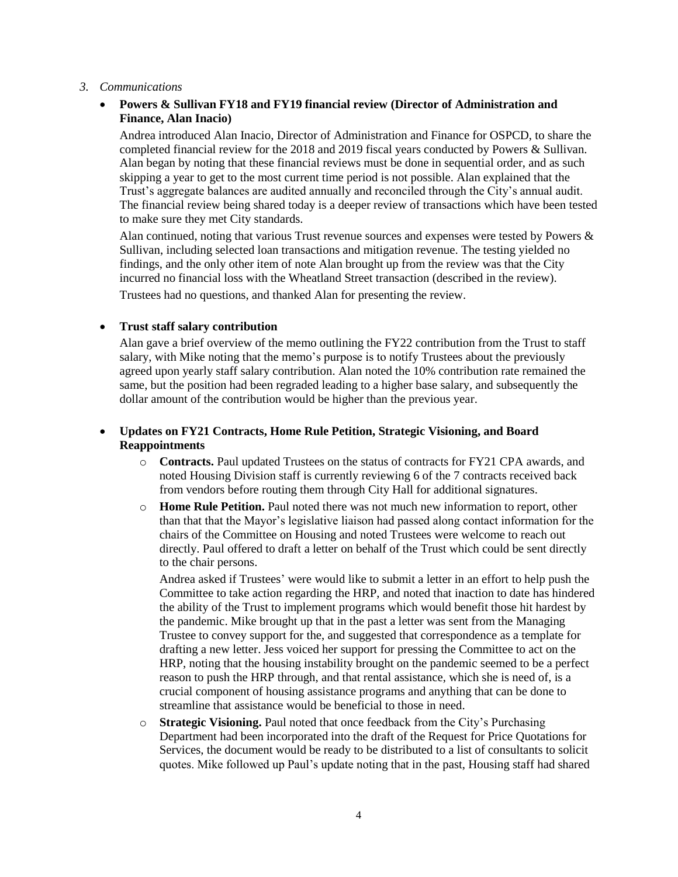*3. Communications*

- **Powers & Sullivan FY18 and FY19 financial review (Director of Administration and Finance, Alan Inacio)**

  Andrea introduced Alan Inacio, Director of Administration and Finance for OSPCD, to share the completed financial review for the 2018 and 2019 fiscal years conducted by Powers & Sullivan. Alan began by noting that these financial reviews must be done in sequential order, and as such skipping a year to get to the most current time period is not possible. Alan explained that the Trust's aggregate balances are audited annually and reconciled through the City's annual audit. The financial review being shared today is a deeper review of transactions which have been tested to make sure they met City standards.

  Alan continued, noting that various Trust revenue sources and expenses were tested by Powers & Sullivan, including selected loan transactions and mitigation revenue. The testing yielded no findings, and the only other item of note Alan brought up from the review was that the City incurred no financial loss with the Wheatland Street transaction (described in the review).

  Trustees had no questions, and thanked Alan for presenting the review.

- **Trust staff salary contribution**

  Alan gave a brief overview of the memo outlining the FY22 contribution from the Trust to staff salary, with Mike noting that the memo's purpose is to notify Trustees about the previously agreed upon yearly staff salary contribution. Alan noted the 10% contribution rate remained the same, but the position had been regraded leading to a higher base salary, and subsequently the dollar amount of the contribution would be higher than the previous year.

- **Updates on FY21 Contracts, Home Rule Petition, Strategic Visioning, and Board Reappointments**
  - **Contracts.** Paul updated Trustees on the status of contracts for FY21 CPA awards, and noted Housing Division staff is currently reviewing 6 of the 7 contracts received back from vendors before routing them through City Hall for additional signatures.
  - **Home Rule Petition.** Paul noted there was not much new information to report, other than that that the Mayor's legislative liaison had passed along contact information for the chairs of the Committee on Housing and noted Trustees were welcome to reach out directly. Paul offered to draft a letter on behalf of the Trust which could be sent directly to the chair persons.

    Andrea asked if Trustees' were would like to submit a letter in an effort to help push the Committee to take action regarding the HRP, and noted that inaction to date has hindered the ability of the Trust to implement programs which would benefit those hit hardest by the pandemic. Mike brought up that in the past a letter was sent from the Managing Trustee to convey support for the, and suggested that correspondence as a template for drafting a new letter. Jess voiced her support for pressing the Committee to act on the HRP, noting that the housing instability brought on the pandemic seemed to be a perfect reason to push the HRP through, and that rental assistance, which she is need of, is a crucial component of housing assistance programs and anything that can be done to streamline that assistance would be beneficial to those in need.
  - **Strategic Visioning.** Paul noted that once feedback from the City's Purchasing Department had been incorporated into the draft of the Request for Price Quotations for Services, the document would be ready to be distributed to a list of consultants to solicit quotes. Mike followed up Paul's update noting that in the past, Housing staff had shared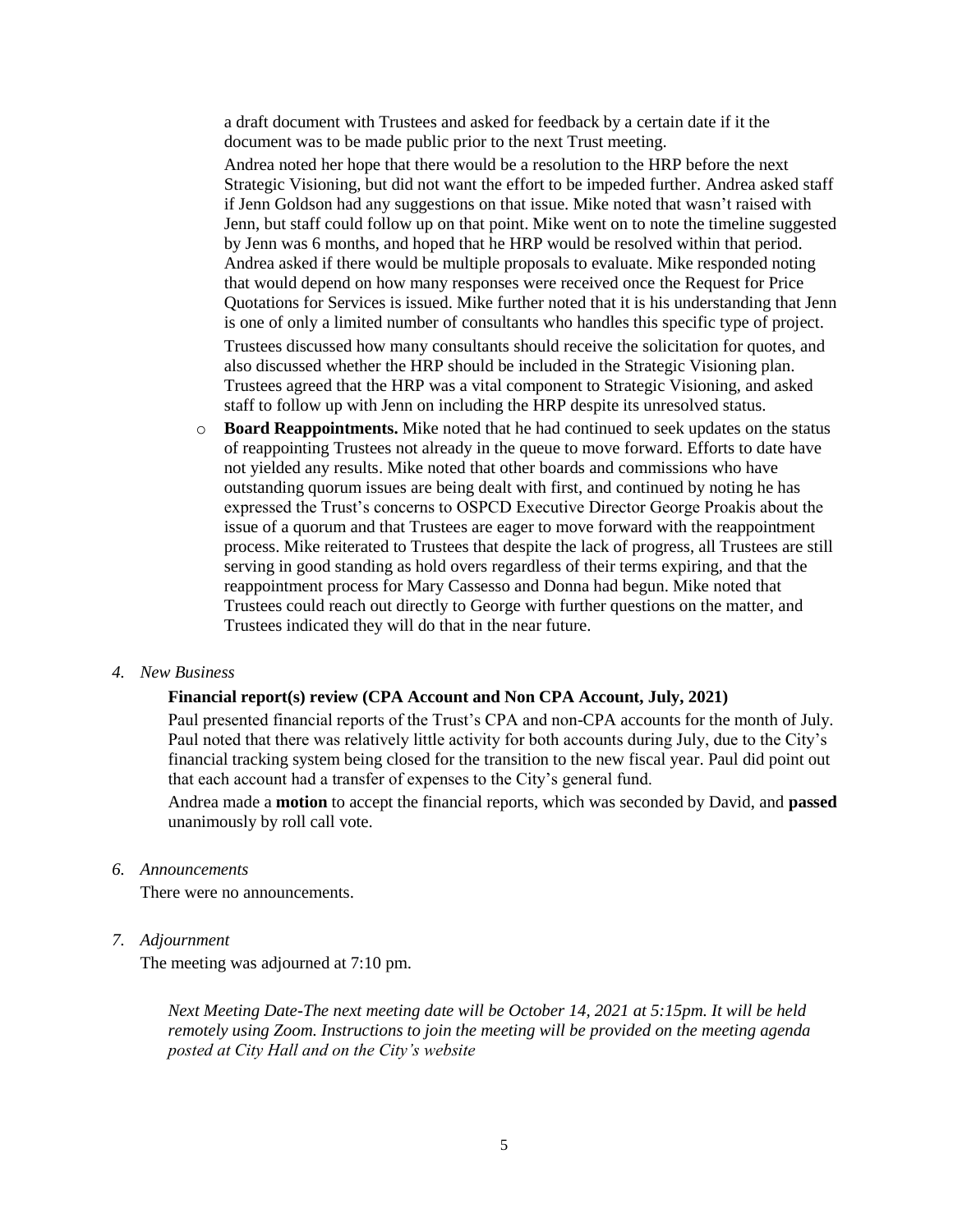a draft document with Trustees and asked for feedback by a certain date if it the document was to be made public prior to the next Trust meeting.

Andrea noted her hope that there would be a resolution to the HRP before the next Strategic Visioning, but did not want the effort to be impeded further. Andrea asked staff if Jenn Goldson had any suggestions on that issue. Mike noted that wasn't raised with Jenn, but staff could follow up on that point. Mike went on to note the timeline suggested by Jenn was 6 months, and hoped that he HRP would be resolved within that period. Andrea asked if there would be multiple proposals to evaluate. Mike responded noting that would depend on how many responses were received once the Request for Price Quotations for Services is issued. Mike further noted that it is his understanding that Jenn is one of only a limited number of consultants who handles this specific type of project.

Trustees discussed how many consultants should receive the solicitation for quotes, and also discussed whether the HRP should be included in the Strategic Visioning plan. Trustees agreed that the HRP was a vital component to Strategic Visioning, and asked staff to follow up with Jenn on including the HRP despite its unresolved status.

- **Board Reappointments.** Mike noted that he had continued to seek updates on the status of reappointing Trustees not already in the queue to move forward. Efforts to date have not yielded any results. Mike noted that other boards and commissions who have outstanding quorum issues are being dealt with first, and continued by noting he has expressed the Trust's concerns to OSPCD Executive Director George Proakis about the issue of a quorum and that Trustees are eager to move forward with the reappointment process. Mike reiterated to Trustees that despite the lack of progress, all Trustees are still serving in good standing as hold overs regardless of their terms expiring, and that the reappointment process for Mary Cassesso and Donna had begun. Mike noted that Trustees could reach out directly to George with further questions on the matter, and Trustees indicated they will do that in the near future.

*4. New Business*

**Financial report(s) review (CPA Account and Non CPA Account, July, 2021)**

Paul presented financial reports of the Trust's CPA and non-CPA accounts for the month of July. Paul noted that there was relatively little activity for both accounts during July, due to the City's financial tracking system being closed for the transition to the new fiscal year. Paul did point out that each account had a transfer of expenses to the City's general fund.

Andrea made a **motion** to accept the financial reports, which was seconded by David, and **passed** unanimously by roll call vote.

*6. Announcements*

There were no announcements.

*7. Adjournment*

The meeting was adjourned at 7:10 pm.

*Next Meeting Date-The next meeting date will be October 14, 2021 at 5:15pm. It will be held remotely using Zoom. Instructions to join the meeting will be provided on the meeting agenda posted at City Hall and on the City's website*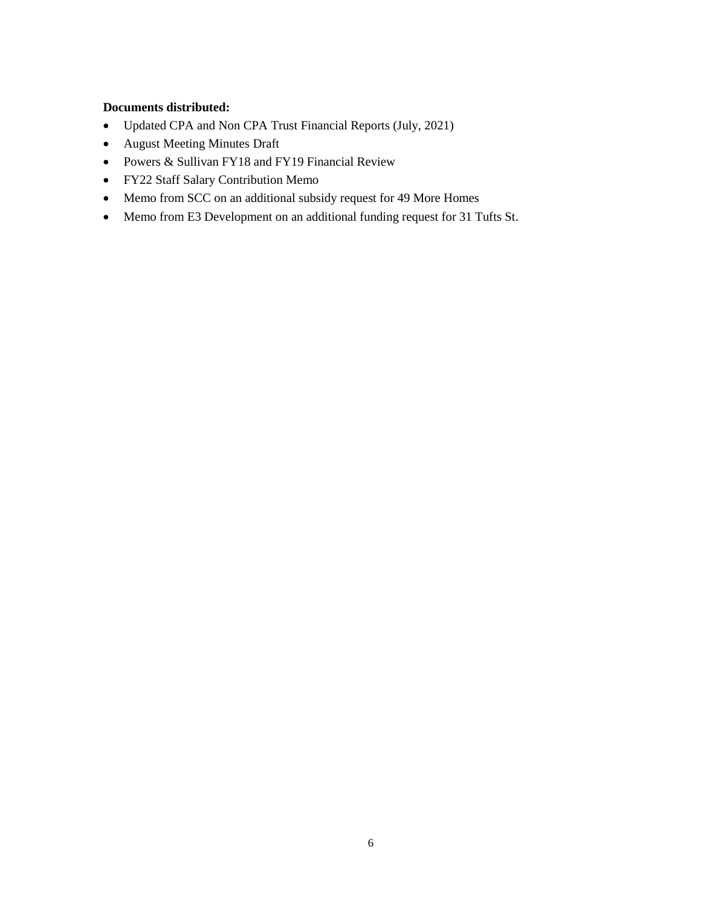**Documents distributed:**

- Updated CPA and Non CPA Trust Financial Reports (July, 2021)
- August Meeting Minutes Draft
- Powers & Sullivan FY18 and FY19 Financial Review
- FY22 Staff Salary Contribution Memo
- Memo from SCC on an additional subsidy request for 49 More Homes
- Memo from E3 Development on an additional funding request for 31 Tufts St.